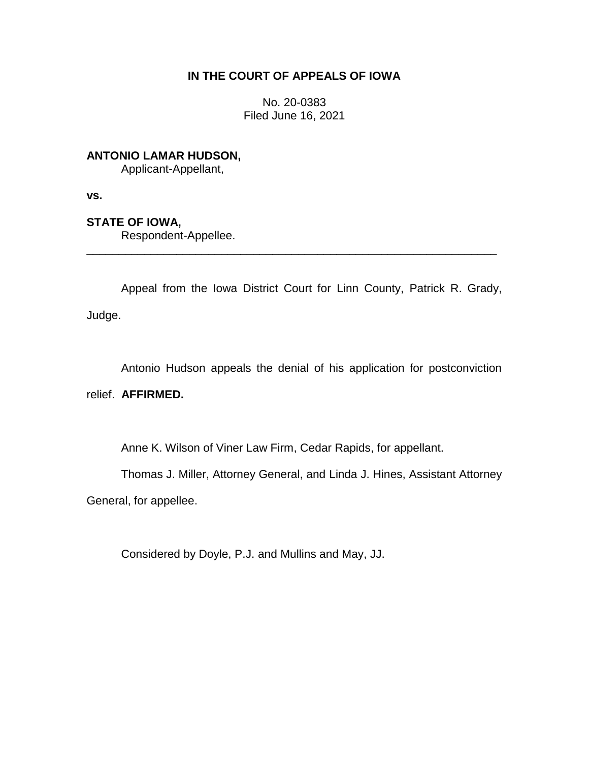**IN THE COURT OF APPEALS OF IOWA**

No. 20-0383
Filed June 16, 2021

**ANTONIO LAMAR HUDSON,**
Applicant-Appellant,

**vs.**

**STATE OF IOWA,**
Respondent-Appellee.

---

Appeal from the Iowa District Court for Linn County, Patrick R. Grady, Judge.

Antonio Hudson appeals the denial of his application for postconviction relief. **AFFIRMED.**

Anne K. Wilson of Viner Law Firm, Cedar Rapids, for appellant.

Thomas J. Miller, Attorney General, and Linda J. Hines, Assistant Attorney General, for appellee.

Considered by Doyle, P.J. and Mullins and May, JJ.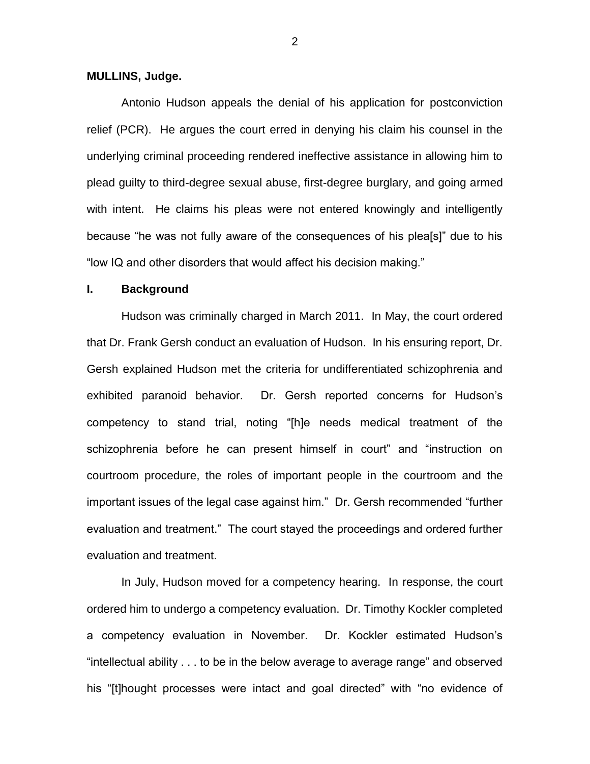**MULLINS, Judge.**

Antonio Hudson appeals the denial of his application for postconviction relief (PCR). He argues the court erred in denying his claim his counsel in the underlying criminal proceeding rendered ineffective assistance in allowing him to plead guilty to third-degree sexual abuse, first-degree burglary, and going armed with intent. He claims his pleas were not entered knowingly and intelligently because "he was not fully aware of the consequences of his plea[s]" due to his "low IQ and other disorders that would affect his decision making."

## I. Background

Hudson was criminally charged in March 2011. In May, the court ordered that Dr. Frank Gersh conduct an evaluation of Hudson. In his ensuring report, Dr. Gersh explained Hudson met the criteria for undifferentiated schizophrenia and exhibited paranoid behavior. Dr. Gersh reported concerns for Hudson's competency to stand trial, noting "[h]e needs medical treatment of the schizophrenia before he can present himself in court" and "instruction on courtroom procedure, the roles of important people in the courtroom and the important issues of the legal case against him." Dr. Gersh recommended "further evaluation and treatment." The court stayed the proceedings and ordered further evaluation and treatment.

In July, Hudson moved for a competency hearing. In response, the court ordered him to undergo a competency evaluation. Dr. Timothy Kockler completed a competency evaluation in November. Dr. Kockler estimated Hudson's "intellectual ability . . . to be in the below average to average range" and observed his "[t]hought processes were intact and goal directed" with "no evidence of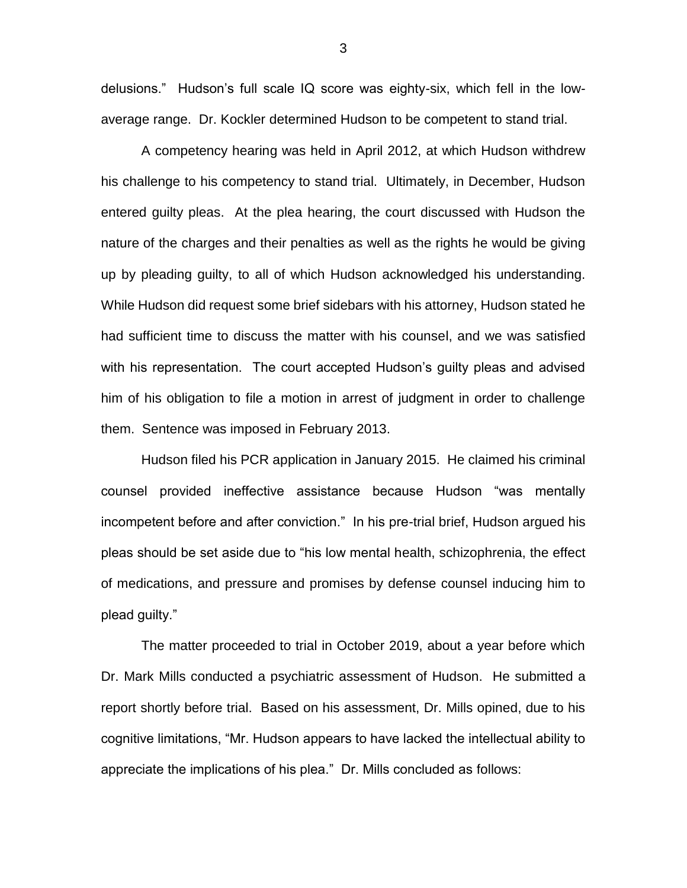delusions." Hudson's full scale IQ score was eighty-six, which fell in the low-average range. Dr. Kockler determined Hudson to be competent to stand trial.

A competency hearing was held in April 2012, at which Hudson withdrew his challenge to his competency to stand trial. Ultimately, in December, Hudson entered guilty pleas. At the plea hearing, the court discussed with Hudson the nature of the charges and their penalties as well as the rights he would be giving up by pleading guilty, to all of which Hudson acknowledged his understanding. While Hudson did request some brief sidebars with his attorney, Hudson stated he had sufficient time to discuss the matter with his counsel, and we was satisfied with his representation. The court accepted Hudson's guilty pleas and advised him of his obligation to file a motion in arrest of judgment in order to challenge them. Sentence was imposed in February 2013.

Hudson filed his PCR application in January 2015. He claimed his criminal counsel provided ineffective assistance because Hudson "was mentally incompetent before and after conviction." In his pre-trial brief, Hudson argued his pleas should be set aside due to "his low mental health, schizophrenia, the effect of medications, and pressure and promises by defense counsel inducing him to plead guilty."

The matter proceeded to trial in October 2019, about a year before which Dr. Mark Mills conducted a psychiatric assessment of Hudson. He submitted a report shortly before trial. Based on his assessment, Dr. Mills opined, due to his cognitive limitations, "Mr. Hudson appears to have lacked the intellectual ability to appreciate the implications of his plea." Dr. Mills concluded as follows: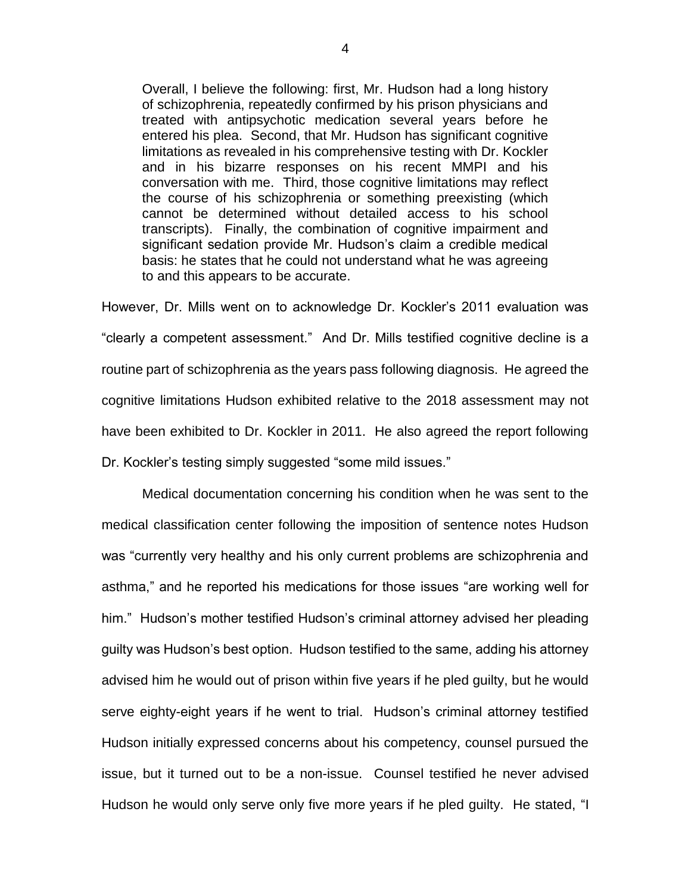> Overall, I believe the following: first, Mr. Hudson had a long history of schizophrenia, repeatedly confirmed by his prison physicians and treated with antipsychotic medication several years before he entered his plea. Second, that Mr. Hudson has significant cognitive limitations as revealed in his comprehensive testing with Dr. Kockler and in his bizarre responses on his recent MMPI and his conversation with me. Third, those cognitive limitations may reflect the course of his schizophrenia or something preexisting (which cannot be determined without detailed access to his school transcripts). Finally, the combination of cognitive impairment and significant sedation provide Mr. Hudson's claim a credible medical basis: he states that he could not understand what he was agreeing to and this appears to be accurate.

However, Dr. Mills went on to acknowledge Dr. Kockler's 2011 evaluation was "clearly a competent assessment." And Dr. Mills testified cognitive decline is a routine part of schizophrenia as the years pass following diagnosis. He agreed the cognitive limitations Hudson exhibited relative to the 2018 assessment may not have been exhibited to Dr. Kockler in 2011. He also agreed the report following Dr. Kockler's testing simply suggested "some mild issues."

Medical documentation concerning his condition when he was sent to the medical classification center following the imposition of sentence notes Hudson was "currently very healthy and his only current problems are schizophrenia and asthma," and he reported his medications for those issues "are working well for him." Hudson's mother testified Hudson's criminal attorney advised her pleading guilty was Hudson's best option. Hudson testified to the same, adding his attorney advised him he would out of prison within five years if he pled guilty, but he would serve eighty-eight years if he went to trial. Hudson's criminal attorney testified Hudson initially expressed concerns about his competency, counsel pursued the issue, but it turned out to be a non-issue. Counsel testified he never advised Hudson he would only serve only five more years if he pled guilty. He stated, "I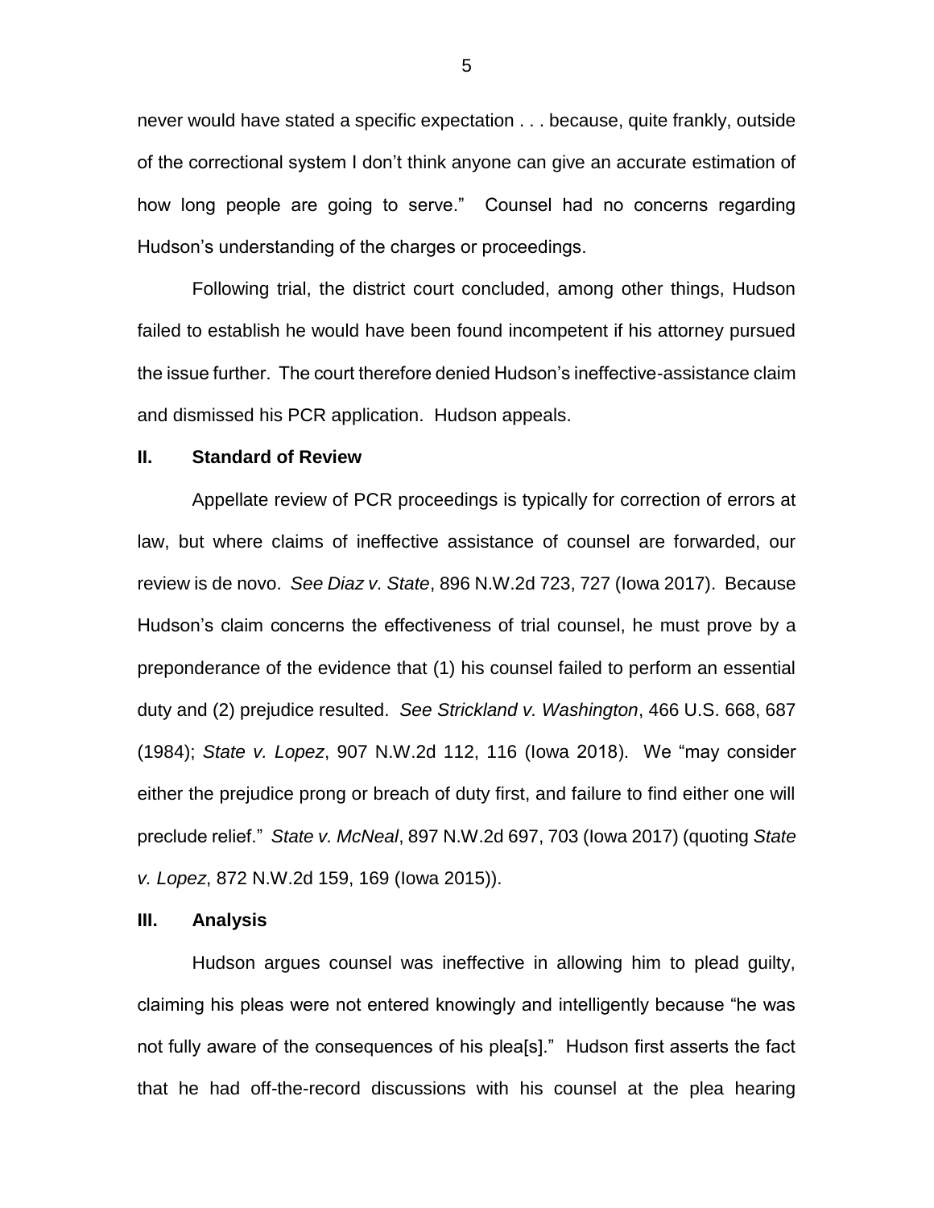never would have stated a specific expectation . . . because, quite frankly, outside of the correctional system I don't think anyone can give an accurate estimation of how long people are going to serve." Counsel had no concerns regarding Hudson's understanding of the charges or proceedings.

Following trial, the district court concluded, among other things, Hudson failed to establish he would have been found incompetent if his attorney pursued the issue further. The court therefore denied Hudson's ineffective-assistance claim and dismissed his PCR application. Hudson appeals.

## II. Standard of Review

Appellate review of PCR proceedings is typically for correction of errors at law, but where claims of ineffective assistance of counsel are forwarded, our review is de novo. *See Diaz v. State*, 896 N.W.2d 723, 727 (Iowa 2017). Because Hudson's claim concerns the effectiveness of trial counsel, he must prove by a preponderance of the evidence that (1) his counsel failed to perform an essential duty and (2) prejudice resulted. *See Strickland v. Washington*, 466 U.S. 668, 687 (1984); *State v. Lopez*, 907 N.W.2d 112, 116 (Iowa 2018). We "may consider either the prejudice prong or breach of duty first, and failure to find either one will preclude relief." *State v. McNeal*, 897 N.W.2d 697, 703 (Iowa 2017) (quoting *State v. Lopez*, 872 N.W.2d 159, 169 (Iowa 2015)).

## III. Analysis

Hudson argues counsel was ineffective in allowing him to plead guilty, claiming his pleas were not entered knowingly and intelligently because "he was not fully aware of the consequences of his plea[s]." Hudson first asserts the fact that he had off-the-record discussions with his counsel at the plea hearing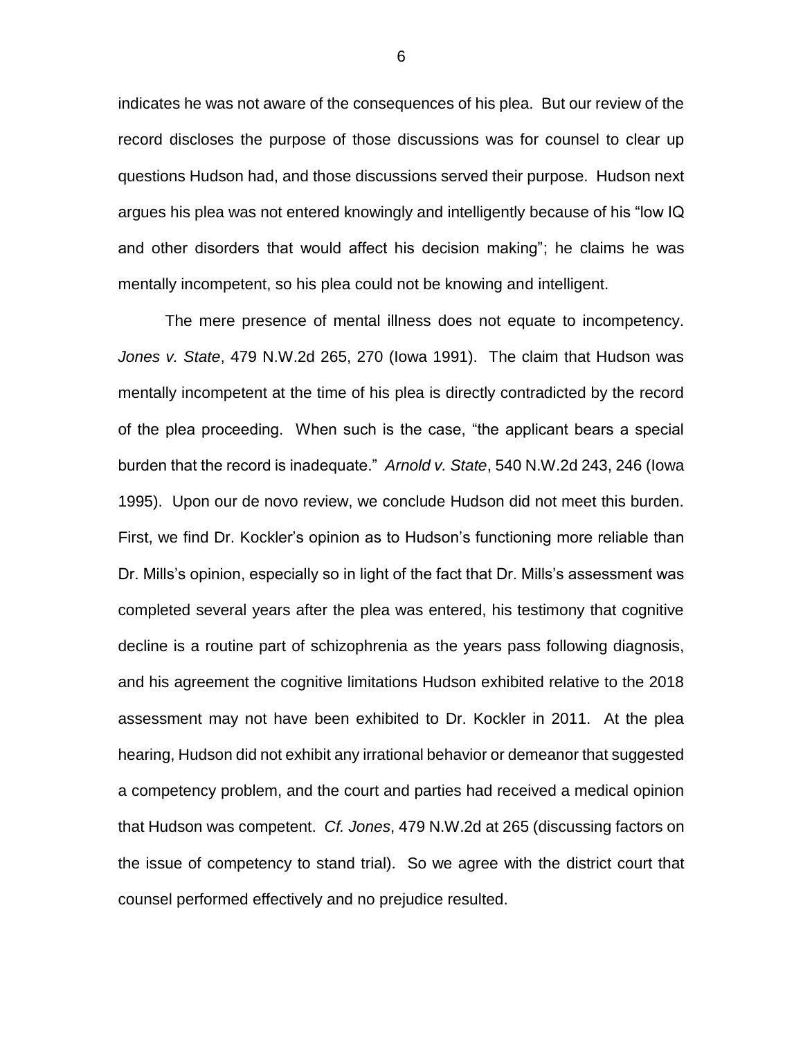indicates he was not aware of the consequences of his plea. But our review of the record discloses the purpose of those discussions was for counsel to clear up questions Hudson had, and those discussions served their purpose. Hudson next argues his plea was not entered knowingly and intelligently because of his "low IQ and other disorders that would affect his decision making"; he claims he was mentally incompetent, so his plea could not be knowing and intelligent.

The mere presence of mental illness does not equate to incompetency. *Jones v. State*, 479 N.W.2d 265, 270 (Iowa 1991). The claim that Hudson was mentally incompetent at the time of his plea is directly contradicted by the record of the plea proceeding. When such is the case, "the applicant bears a special burden that the record is inadequate." *Arnold v. State*, 540 N.W.2d 243, 246 (Iowa 1995). Upon our de novo review, we conclude Hudson did not meet this burden. First, we find Dr. Kockler's opinion as to Hudson's functioning more reliable than Dr. Mills's opinion, especially so in light of the fact that Dr. Mills's assessment was completed several years after the plea was entered, his testimony that cognitive decline is a routine part of schizophrenia as the years pass following diagnosis, and his agreement the cognitive limitations Hudson exhibited relative to the 2018 assessment may not have been exhibited to Dr. Kockler in 2011. At the plea hearing, Hudson did not exhibit any irrational behavior or demeanor that suggested a competency problem, and the court and parties had received a medical opinion that Hudson was competent. *Cf. Jones*, 479 N.W.2d at 265 (discussing factors on the issue of competency to stand trial). So we agree with the district court that counsel performed effectively and no prejudice resulted.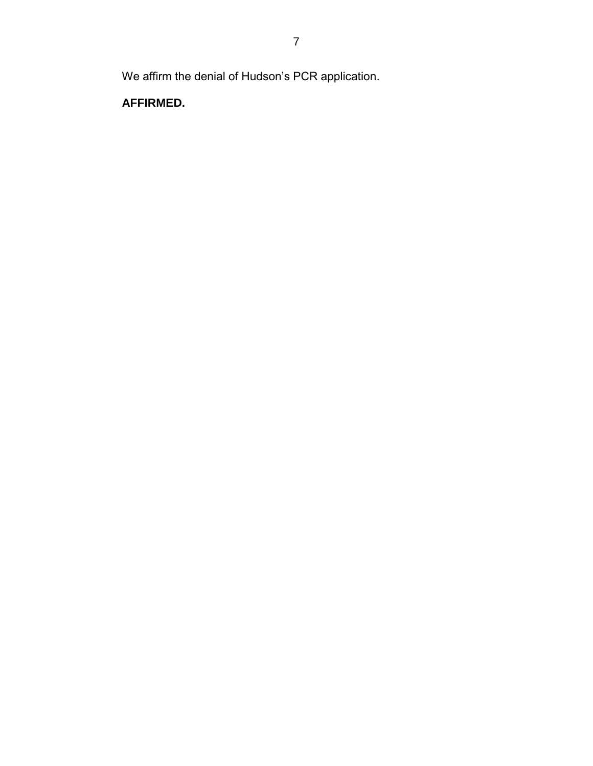We affirm the denial of Hudson’s PCR application.

**AFFIRMED.**